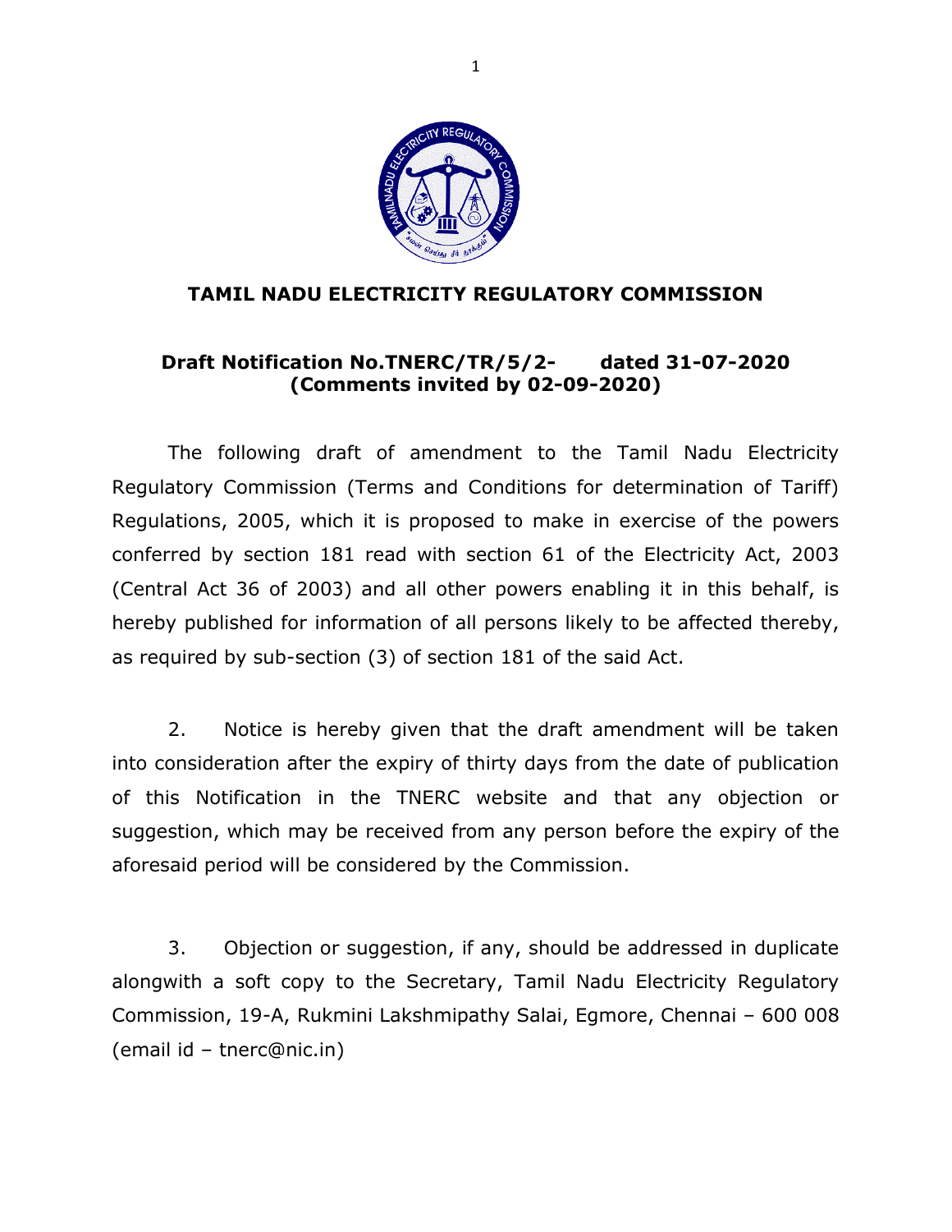# TAMIL NADU ELECTRICITY REGULATORY COMMISSION

**Draft Notification No.TNERC/TR/5/2- dated 31-07-2020**
**(Comments invited by 02-09-2020)**

The following draft of amendment to the Tamil Nadu Electricity Regulatory Commission (Terms and Conditions for determination of Tariff) Regulations, 2005, which it is proposed to make in exercise of the powers conferred by section 181 read with section 61 of the Electricity Act, 2003 (Central Act 36 of 2003) and all other powers enabling it in this behalf, is hereby published for information of all persons likely to be affected thereby, as required by sub-section (3) of section 181 of the said Act.

2. Notice is hereby given that the draft amendment will be taken into consideration after the expiry of thirty days from the date of publication of this Notification in the TNERC website and that any objection or suggestion, which may be received from any person before the expiry of the aforesaid period will be considered by the Commission.

3. Objection or suggestion, if any, should be addressed in duplicate alongwith a soft copy to the Secretary, Tamil Nadu Electricity Regulatory Commission, 19-A, Rukmini Lakshmipathy Salai, Egmore, Chennai – 600 008 (email id – tnerc@nic.in)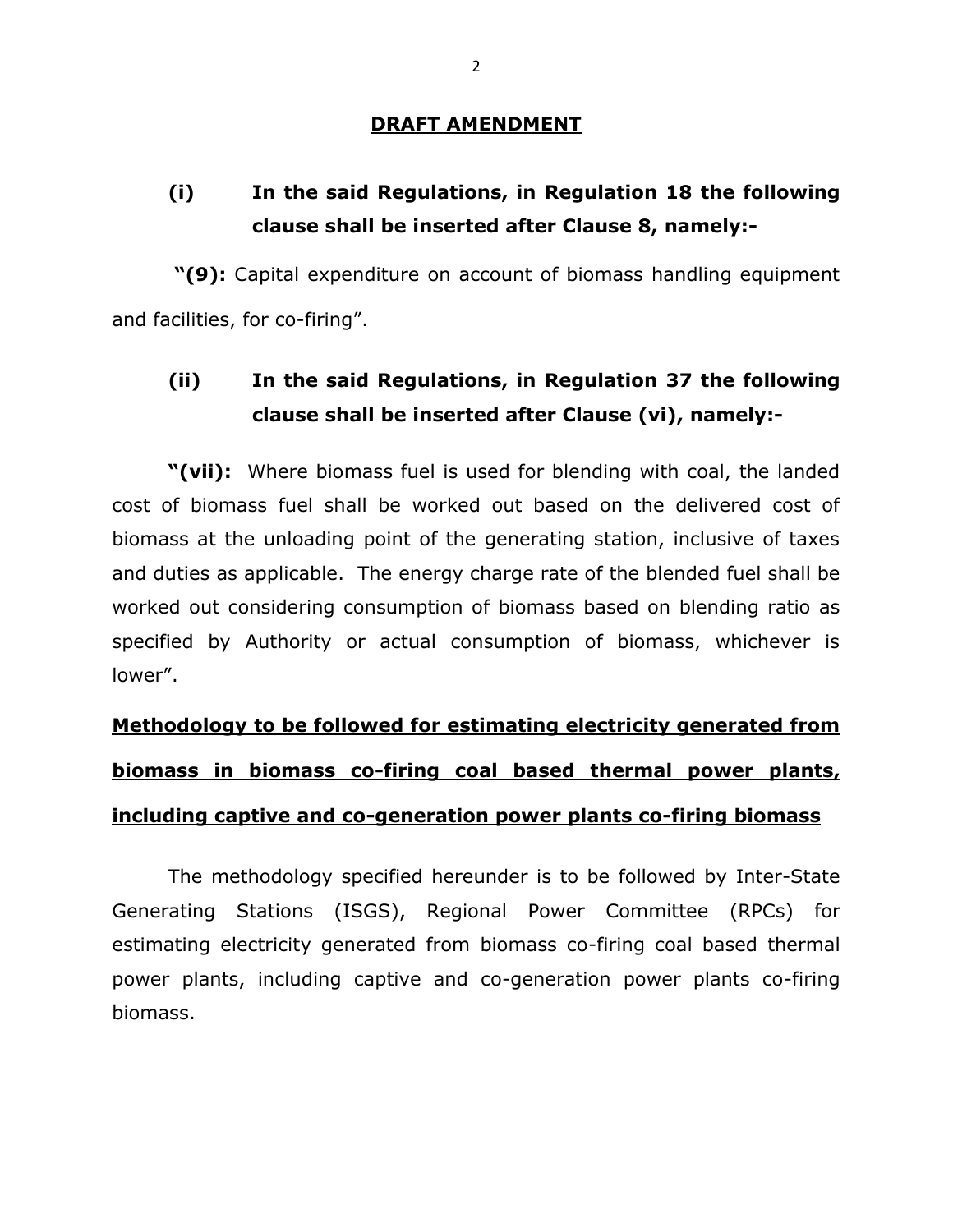## DRAFT AMENDMENT

**(i) In the said Regulations, in Regulation 18 the following clause shall be inserted after Clause 8, namely:-**

**"(9):** Capital expenditure on account of biomass handling equipment and facilities, for co-firing".

**(ii) In the said Regulations, in Regulation 37 the following clause shall be inserted after Clause (vi), namely:-**

**"(vii):** Where biomass fuel is used for blending with coal, the landed cost of biomass fuel shall be worked out based on the delivered cost of biomass at the unloading point of the generating station, inclusive of taxes and duties as applicable. The energy charge rate of the blended fuel shall be worked out considering consumption of biomass based on blending ratio as specified by Authority or actual consumption of biomass, whichever is lower".

## Methodology to be followed for estimating electricity generated from biomass in biomass co-firing coal based thermal power plants, including captive and co-generation power plants co-firing biomass

The methodology specified hereunder is to be followed by Inter-State Generating Stations (ISGS), Regional Power Committee (RPCs) for estimating electricity generated from biomass co-firing coal based thermal power plants, including captive and co-generation power plants co-firing biomass.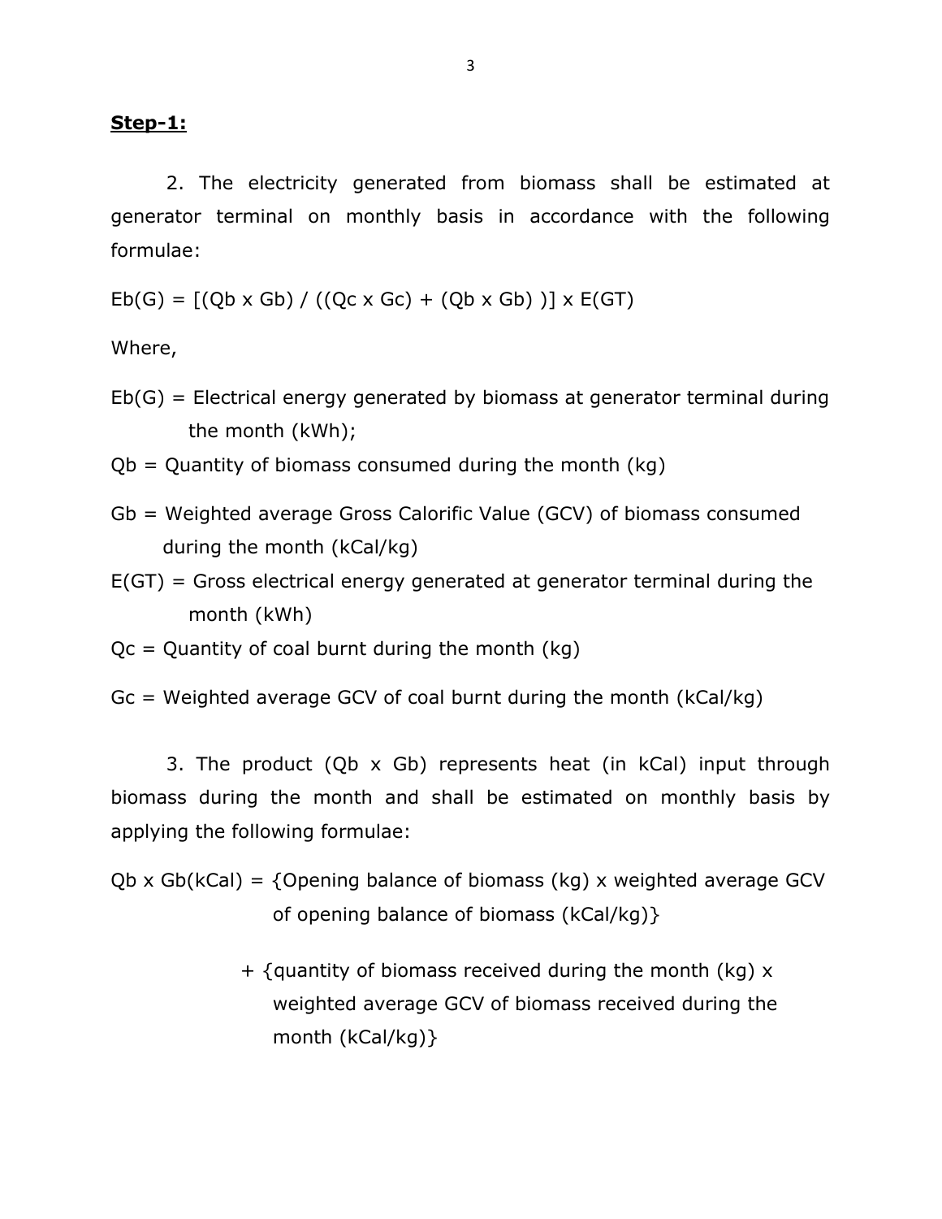**Step-1:**

2. The electricity generated from biomass shall be estimated at generator terminal on monthly basis in accordance with the following formulae:

$$Eb(G) = [(Qb \times Gb) / ((Qc \times Gc) + (Qb \times Gb))] \times E(GT)$$

Where,

$Eb(G)$ = Electrical energy generated by biomass at generator terminal during the month (kWh);

$Qb$ = Quantity of biomass consumed during the month (kg)

$Gb$ = Weighted average Gross Calorific Value (GCV) of biomass consumed during the month (kCal/kg)

$E(GT)$ = Gross electrical energy generated at generator terminal during the month (kWh)

$Qc$ = Quantity of coal burnt during the month (kg)

$Gc$ = Weighted average GCV of coal burnt during the month (kCal/kg)

3. The product ($Qb \times Gb$) represents heat (in kCal) input through biomass during the month and shall be estimated on monthly basis by applying the following formulae:

$Qb \times Gb$(kCal) = {Opening balance of biomass (kg) x weighted average GCV of opening balance of biomass (kCal/kg)}

+ {quantity of biomass received during the month (kg) x weighted average GCV of biomass received during the month (kCal/kg)}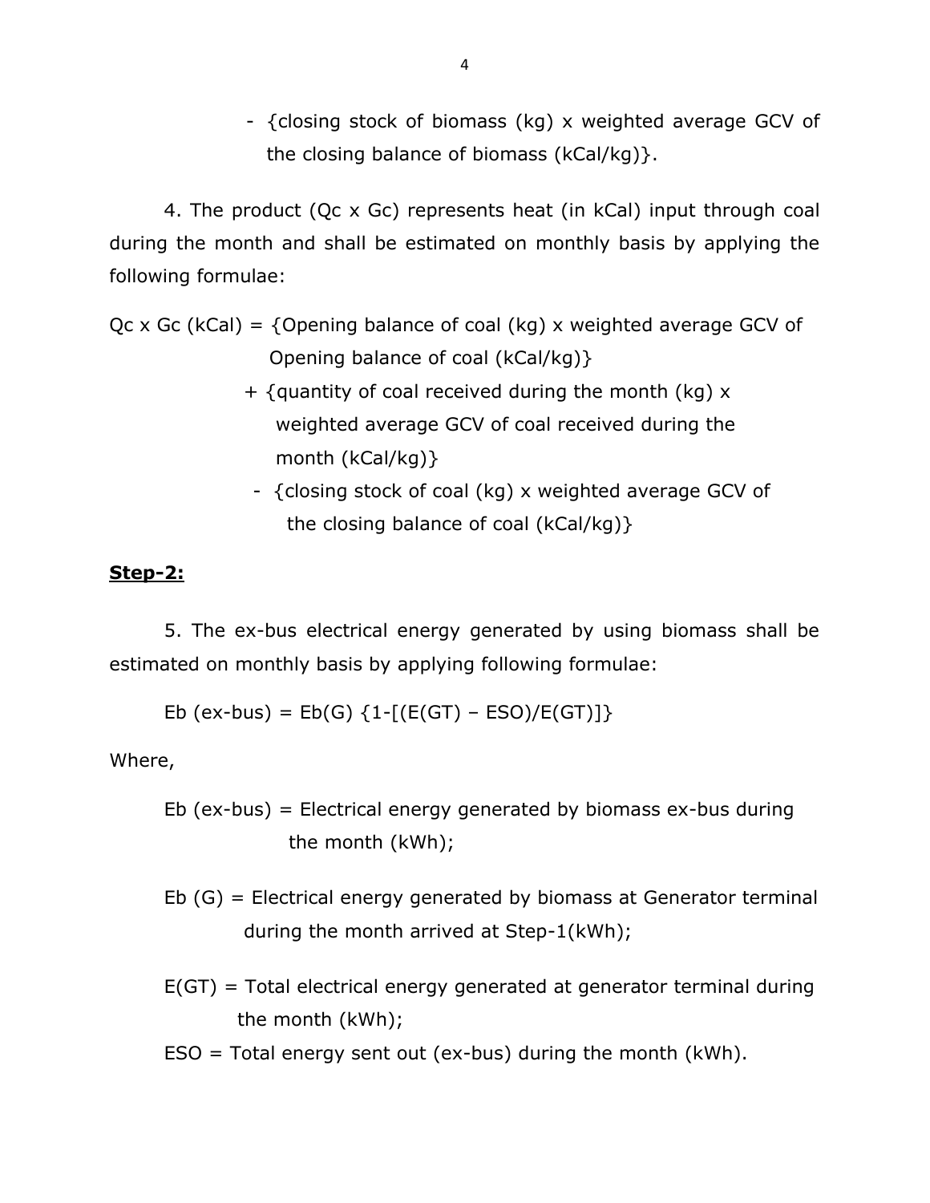- {closing stock of biomass (kg) x weighted average GCV of the closing balance of biomass (kCal/kg)}.

4. The product (Qc x Gc) represents heat (in kCal) input through coal during the month and shall be estimated on monthly basis by applying the following formulae:

Qc x Gc (kCal) = {Opening balance of coal (kg) x weighted average GCV of Opening balance of coal (kCal/kg)}
+ {quantity of coal received during the month (kg) x weighted average GCV of coal received during the month (kCal/kg)}
- {closing stock of coal (kg) x weighted average GCV of the closing balance of coal (kCal/kg)}

**Step-2:**

5. The ex-bus electrical energy generated by using biomass shall be estimated on monthly basis by applying following formulae:

$$Eb\ (\text{ex-bus}) = Eb(G)\ \{1-[(E(GT) - ESO)/E(GT)]\}$$

Where,

Eb (ex-bus) = Electrical energy generated by biomass ex-bus during the month (kWh);

Eb (G) = Electrical energy generated by biomass at Generator terminal during the month arrived at Step-1(kWh);

E(GT) = Total electrical energy generated at generator terminal during the month (kWh);

ESO = Total energy sent out (ex-bus) during the month (kWh).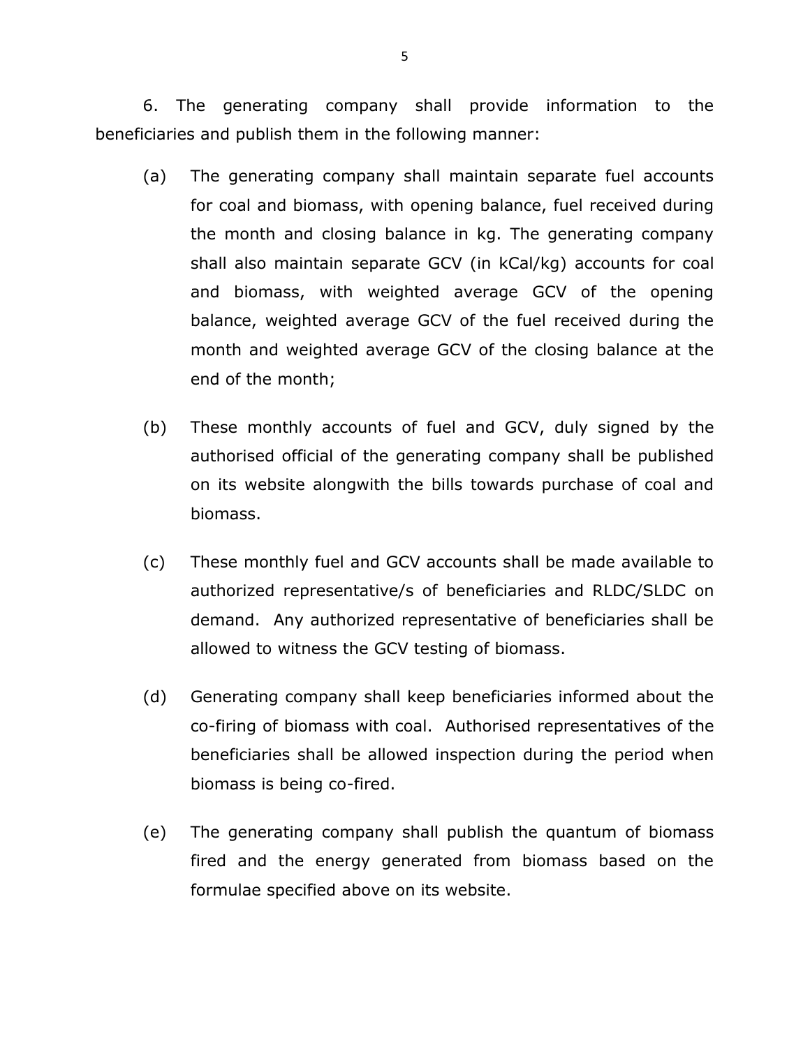6. The generating company shall provide information to the beneficiaries and publish them in the following manner:

(a) The generating company shall maintain separate fuel accounts for coal and biomass, with opening balance, fuel received during the month and closing balance in kg. The generating company shall also maintain separate GCV (in kCal/kg) accounts for coal and biomass, with weighted average GCV of the opening balance, weighted average GCV of the fuel received during the month and weighted average GCV of the closing balance at the end of the month;

(b) These monthly accounts of fuel and GCV, duly signed by the authorised official of the generating company shall be published on its website alongwith the bills towards purchase of coal and biomass.

(c) These monthly fuel and GCV accounts shall be made available to authorized representative/s of beneficiaries and RLDC/SLDC on demand. Any authorized representative of beneficiaries shall be allowed to witness the GCV testing of biomass.

(d) Generating company shall keep beneficiaries informed about the co-firing of biomass with coal. Authorised representatives of the beneficiaries shall be allowed inspection during the period when biomass is being co-fired.

(e) The generating company shall publish the quantum of biomass fired and the energy generated from biomass based on the formulae specified above on its website.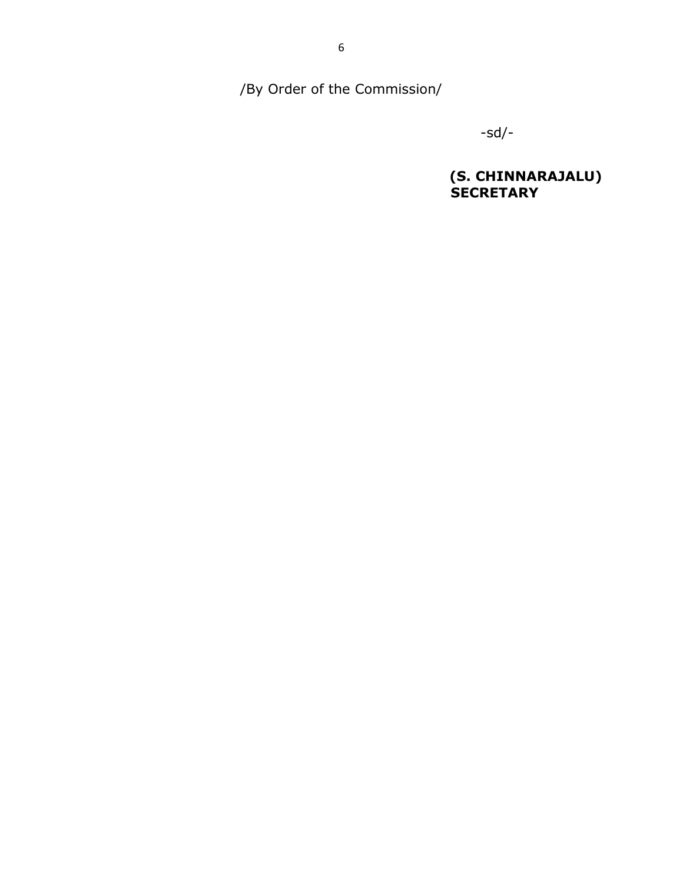/By Order of the Commission/

-sd/-

**(S. CHINNARAJALU)**
**SECRETARY**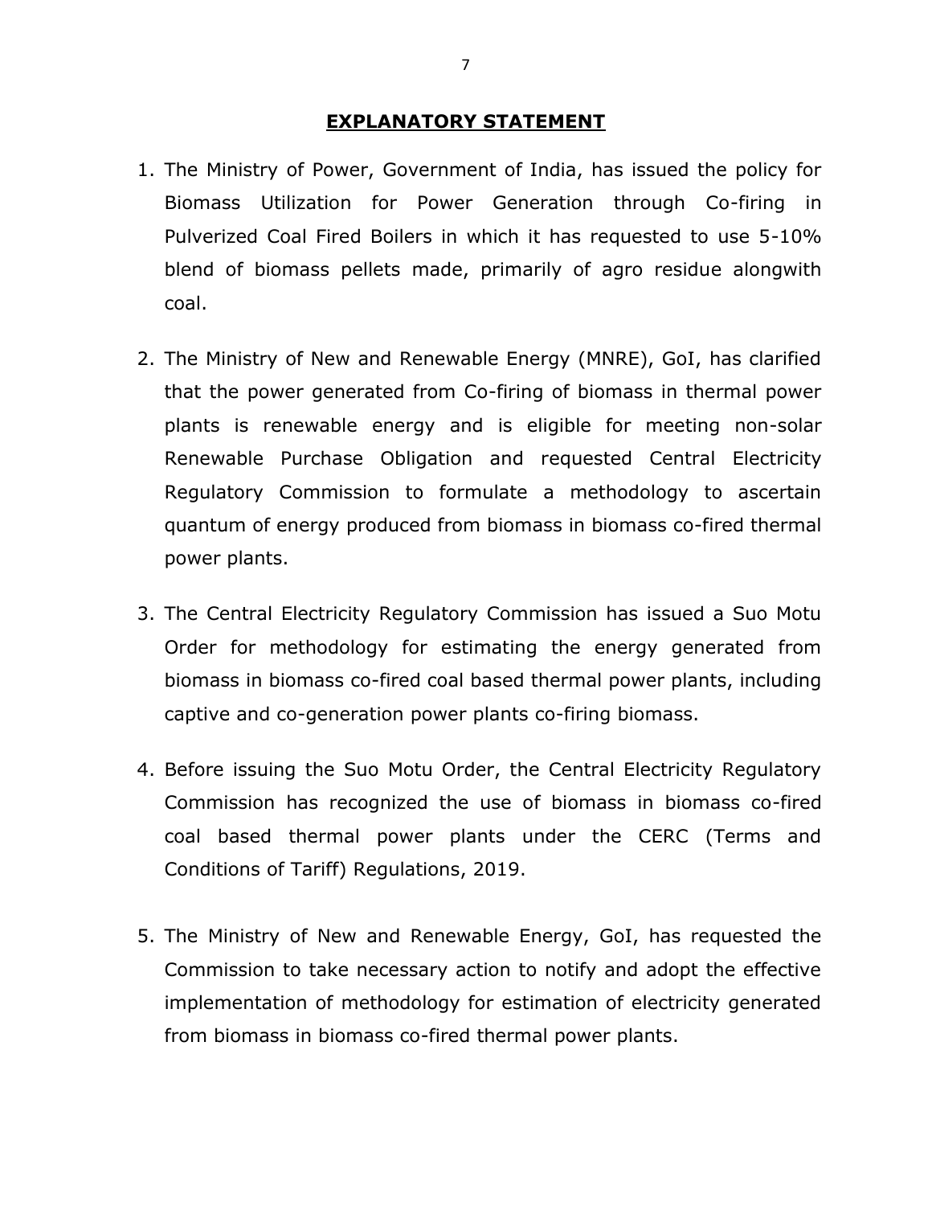## **EXPLANATORY STATEMENT**

1. The Ministry of Power, Government of India, has issued the policy for Biomass Utilization for Power Generation through Co-firing in Pulverized Coal Fired Boilers in which it has requested to use 5-10% blend of biomass pellets made, primarily of agro residue alongwith coal.

2. The Ministry of New and Renewable Energy (MNRE), GoI, has clarified that the power generated from Co-firing of biomass in thermal power plants is renewable energy and is eligible for meeting non-solar Renewable Purchase Obligation and requested Central Electricity Regulatory Commission to formulate a methodology to ascertain quantum of energy produced from biomass in biomass co-fired thermal power plants.

3. The Central Electricity Regulatory Commission has issued a Suo Motu Order for methodology for estimating the energy generated from biomass in biomass co-fired coal based thermal power plants, including captive and co-generation power plants co-firing biomass.

4. Before issuing the Suo Motu Order, the Central Electricity Regulatory Commission has recognized the use of biomass in biomass co-fired coal based thermal power plants under the CERC (Terms and Conditions of Tariff) Regulations, 2019.

5. The Ministry of New and Renewable Energy, GoI, has requested the Commission to take necessary action to notify and adopt the effective implementation of methodology for estimation of electricity generated from biomass in biomass co-fired thermal power plants.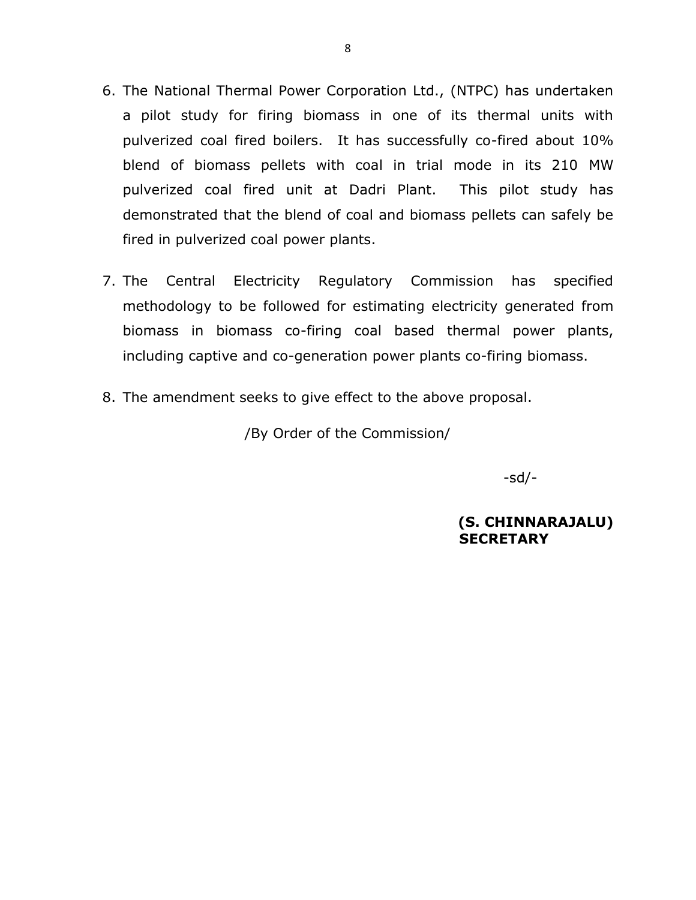6. The National Thermal Power Corporation Ltd., (NTPC) has undertaken a pilot study for firing biomass in one of its thermal units with pulverized coal fired boilers. It has successfully co-fired about 10% blend of biomass pellets with coal in trial mode in its 210 MW pulverized coal fired unit at Dadri Plant. This pilot study has demonstrated that the blend of coal and biomass pellets can safely be fired in pulverized coal power plants.

7. The Central Electricity Regulatory Commission has specified methodology to be followed for estimating electricity generated from biomass in biomass co-firing coal based thermal power plants, including captive and co-generation power plants co-firing biomass.

8. The amendment seeks to give effect to the above proposal.

/By Order of the Commission/

-sd/-

**(S. CHINNARAJALU)**
**SECRETARY**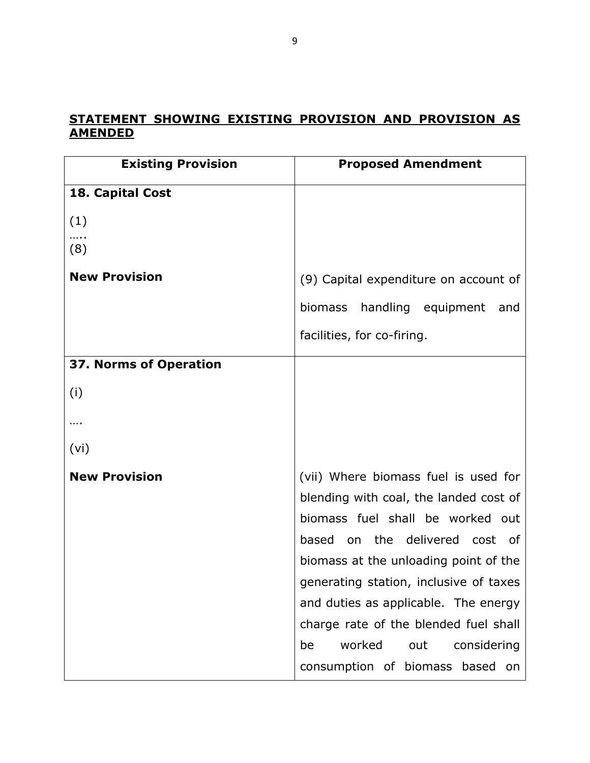**STATEMENT SHOWING EXISTING PROVISION AND PROVISION AS AMENDED**

| Existing Provision | Proposed Amendment |
|---|---|
| **18. Capital Cost**<br><br>(1)<br>…..<br>(8)<br><br>**New Provision** | <br><br><br><br><br><br>(9) Capital expenditure on account of biomass handling equipment and facilities, for co-firing. |
| **37. Norms of Operation**<br><br>(i)<br><br>….<br><br>(vi)<br><br>**New Provision** | <br><br><br><br><br><br><br><br>(vii) Where biomass fuel is used for blending with coal, the landed cost of biomass fuel shall be worked out based on the delivered cost of biomass at the unloading point of the generating station, inclusive of taxes and duties as applicable. The energy charge rate of the blended fuel shall be worked out considering consumption of biomass based on |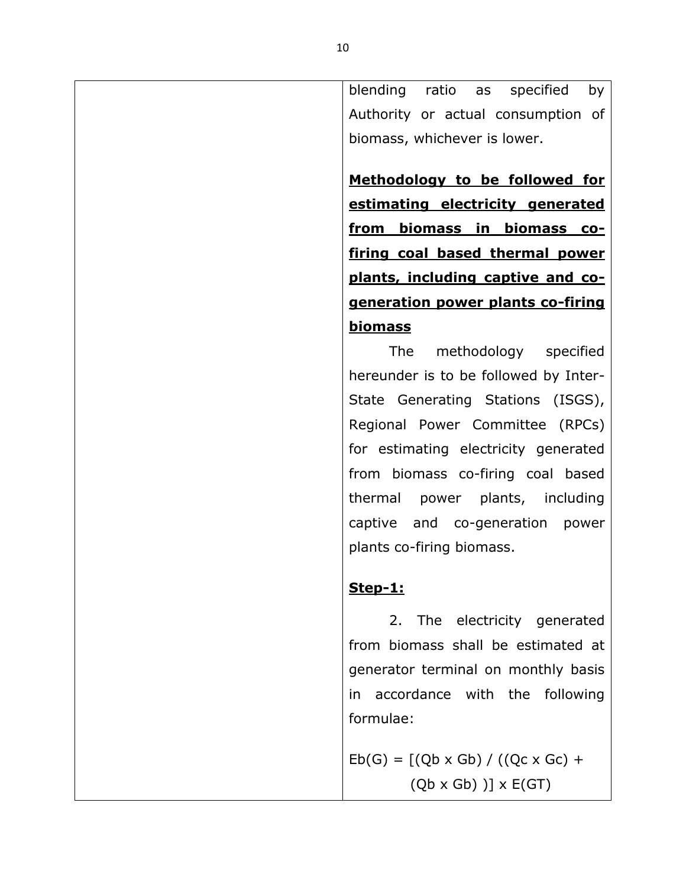| | |
|---|---|
| | blending ratio as specified by Authority or actual consumption of biomass, whichever is lower.<br><br>**<u>Methodology to be followed for estimating electricity generated from biomass in biomass co-firing coal based thermal power plants, including captive and co-generation power plants co-firing biomass</u>**<br><br>The methodology specified hereunder is to be followed by Inter-State Generating Stations (ISGS), Regional Power Committee (RPCs) for estimating electricity generated from biomass co-firing coal based thermal power plants, including captive and co-generation power plants co-firing biomass.<br><br>**<u>Step-1:</u>**<br><br>2. The electricity generated from biomass shall be estimated at generator terminal on monthly basis in accordance with the following formulae:<br><br>$Eb(G) = [(Qb \times Gb) / ((Qc \times Gc) + (Qb \times Gb))] \times E(GT)$ |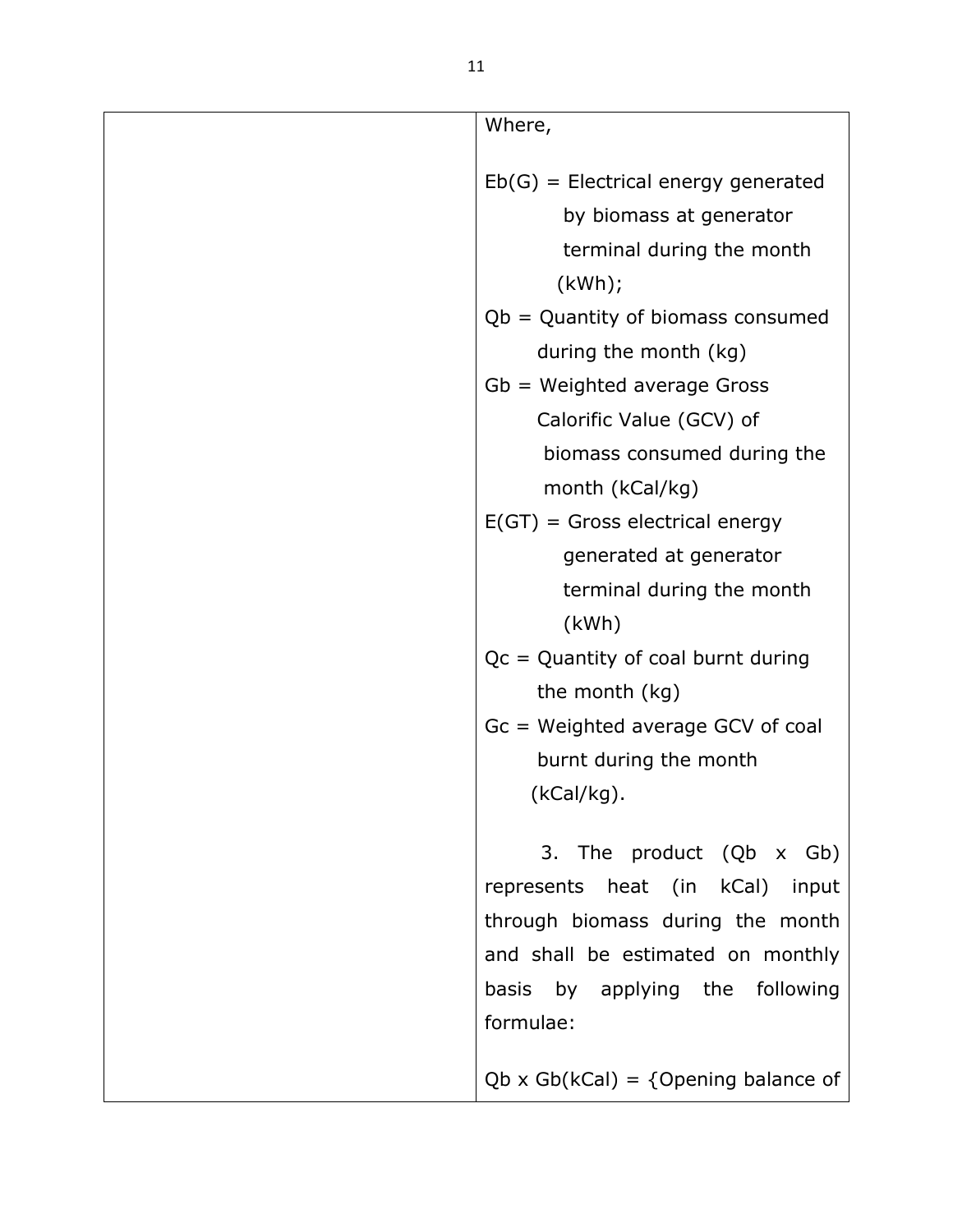|  | Where,<br><br>$E_b(G)$ = Electrical energy generated by biomass at generator terminal during the month (kWh);<br>$Q_b$ = Quantity of biomass consumed during the month (kg)<br>$G_b$ = Weighted average Gross Calorific Value (GCV) of biomass consumed during the month (kCal/kg)<br>$E(GT)$ = Gross electrical energy generated at generator terminal during the month (kWh)<br>$Q_c$ = Quantity of coal burnt during the month (kg)<br>$G_c$ = Weighted average GCV of coal burnt during the month (kCal/kg).<br><br>3. The product ($Q_b \times G_b$) represents heat (in kCal) input through biomass during the month and shall be estimated on monthly basis by applying the following formulae:<br><br>$Q_b \times G_b$(kCal) = {Opening balance of |
|---|---|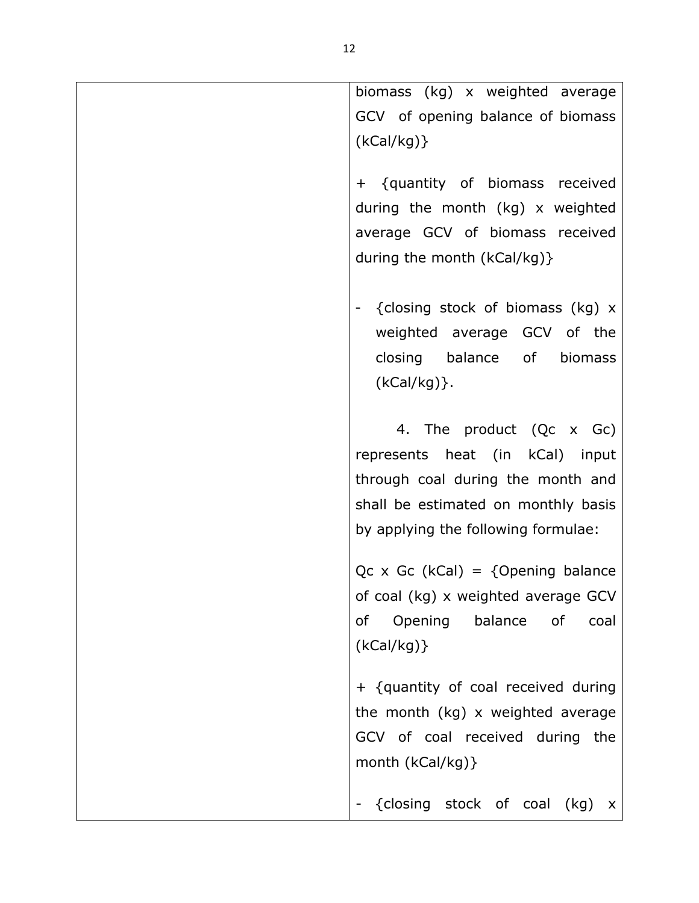| | |
|---|---|
| | biomass (kg) x weighted average GCV of opening balance of biomass (kCal/kg)}<br><br>+ {quantity of biomass received during the month (kg) x weighted average GCV of biomass received during the month (kCal/kg)}<br><br>- {closing stock of biomass (kg) x weighted average GCV of the closing balance of biomass (kCal/kg)}.<br><br>4. The product (Qc x Gc) represents heat (in kCal) input through coal during the month and shall be estimated on monthly basis by applying the following formulae:<br><br>Qc x Gc (kCal) = {Opening balance of coal (kg) x weighted average GCV of Opening balance of coal (kCal/kg)}<br><br>+ {quantity of coal received during the month (kg) x weighted average GCV of coal received during the month (kCal/kg)}<br><br>- {closing stock of coal (kg) x |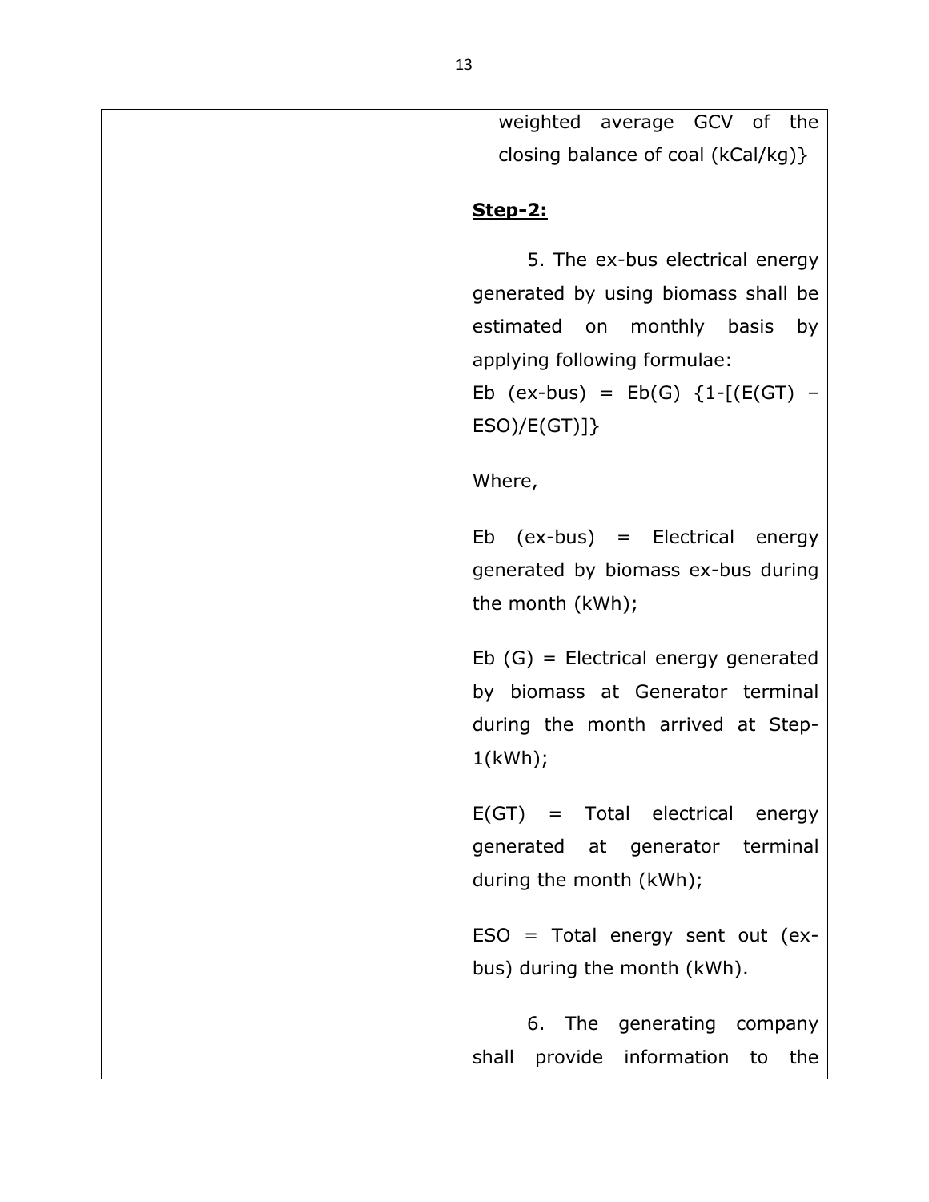| | weighted average GCV of the closing balance of coal (kCal/kg)}<br><br>**<u>Step-2:</u>**<br><br>5. The ex-bus electrical energy generated by using biomass shall be estimated on monthly basis by applying following formulae:<br>$Eb\ (ex\text{-}bus) = Eb(G)\ \{1-[(E(GT) - ESO)/E(GT)]\}$<br><br>Where,<br><br>Eb (ex-bus) = Electrical energy generated by biomass ex-bus during the month (kWh);<br><br>Eb (G) = Electrical energy generated by biomass at Generator terminal during the month arrived at Step-1(kWh);<br><br>E(GT) = Total electrical energy generated at generator terminal during the month (kWh);<br><br>ESO = Total energy sent out (ex-bus) during the month (kWh).<br><br>6. The generating company shall provide information to the |
|---|---|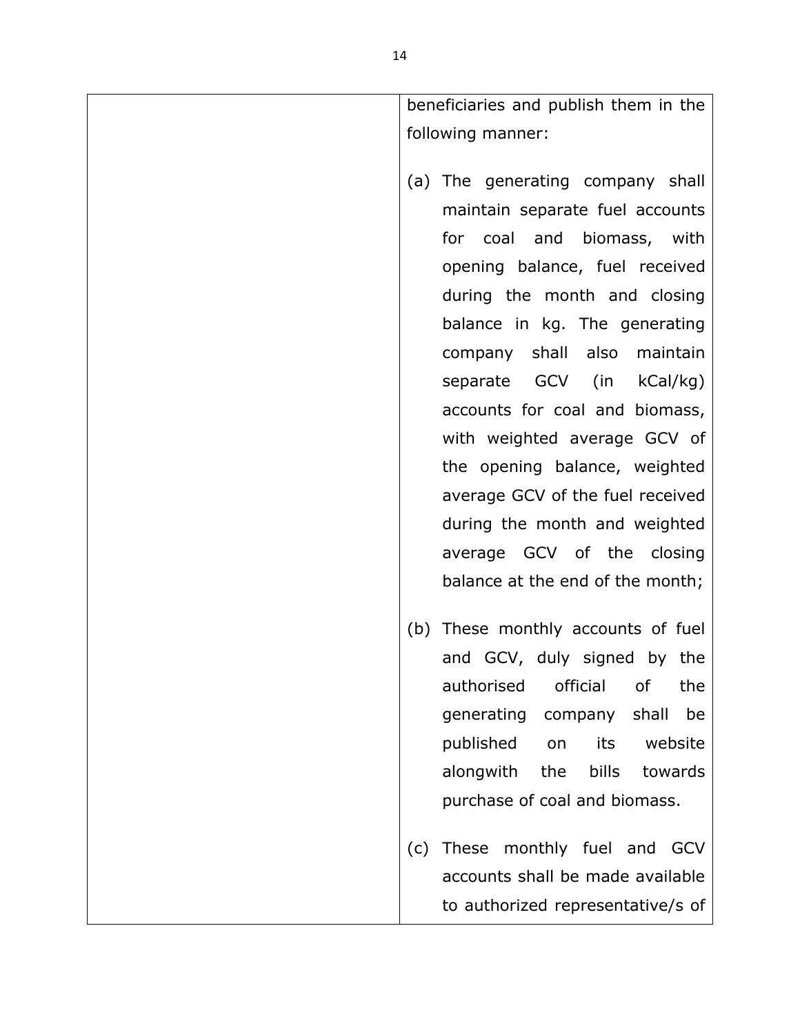| | |
|---|---|
| | beneficiaries and publish them in the following manner:<br><br>(a) The generating company shall maintain separate fuel accounts for coal and biomass, with opening balance, fuel received during the month and closing balance in kg. The generating company shall also maintain separate GCV (in kCal/kg) accounts for coal and biomass, with weighted average GCV of the opening balance, weighted average GCV of the fuel received during the month and weighted average GCV of the closing balance at the end of the month;<br><br>(b) These monthly accounts of fuel and GCV, duly signed by the authorised official of the generating company shall be published on its website alongwith the bills towards purchase of coal and biomass.<br><br>(c) These monthly fuel and GCV accounts shall be made available to authorized representative/s of |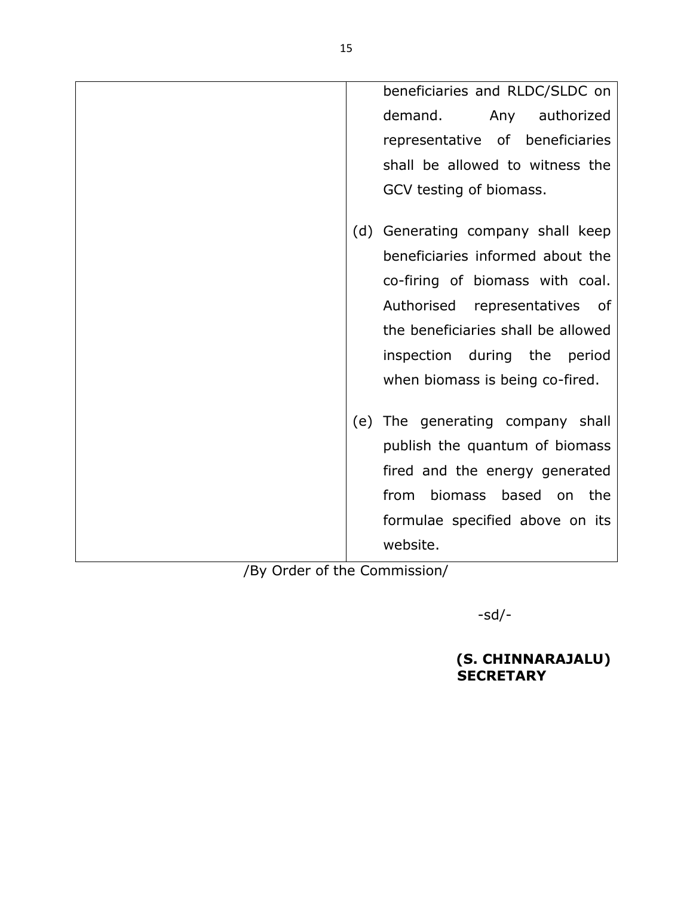| | |
|---|---|
| | beneficiaries and RLDC/SLDC on demand. Any authorized representative of beneficiaries shall be allowed to witness the GCV testing of biomass.<br><br>(d) Generating company shall keep beneficiaries informed about the co-firing of biomass with coal. Authorised representatives of the beneficiaries shall be allowed inspection during the period when biomass is being co-fired.<br><br>(e) The generating company shall publish the quantum of biomass fired and the energy generated from biomass based on the formulae specified above on its website. |

/By Order of the Commission/

-sd/-

**(S. CHINNARAJALU)**
**SECRETARY**